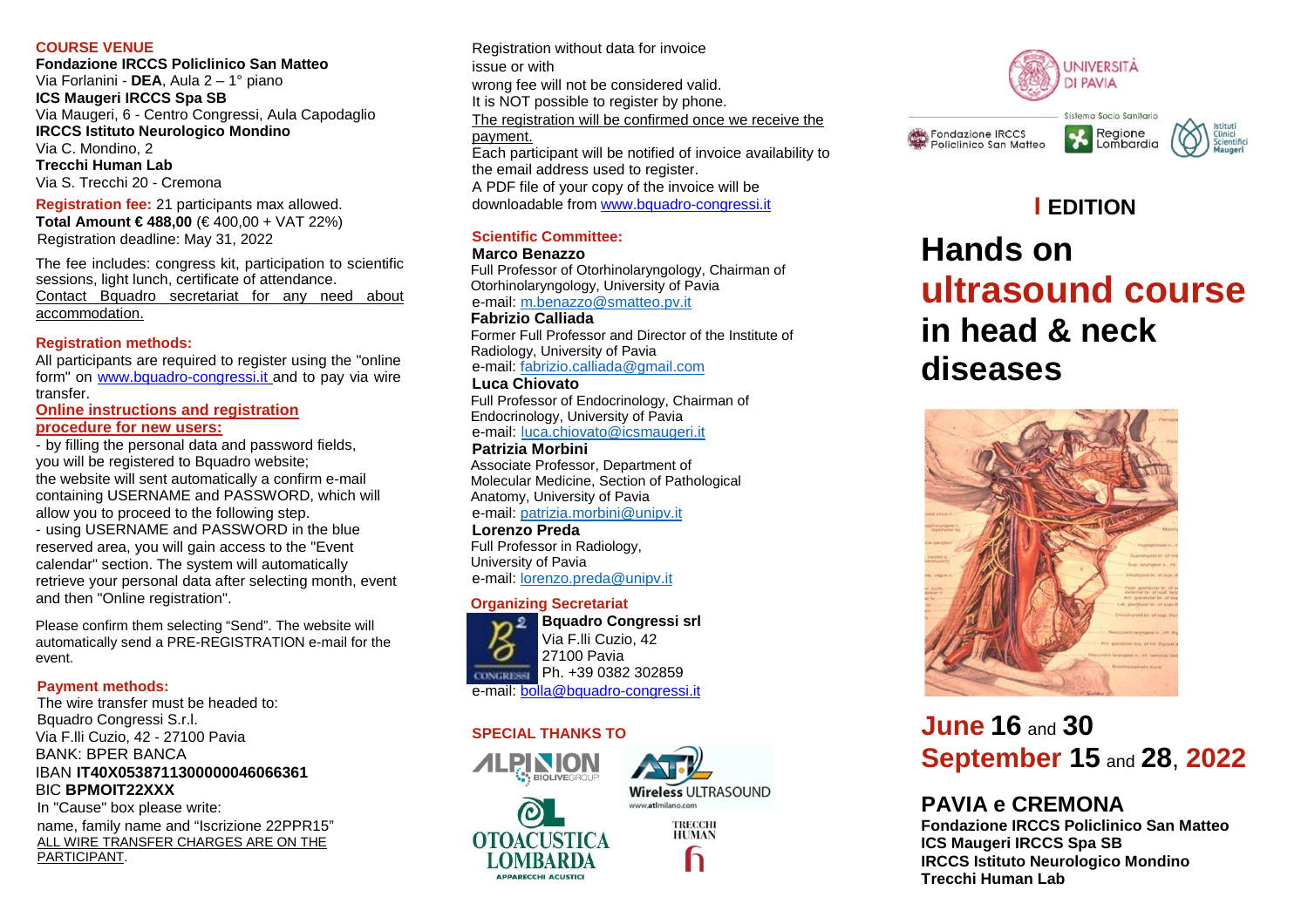## COURSE VENUE

**Fondazione IRCCS Policlinico San Matteo**
Via Forlanini - **DEA**, Aula 2 – 1° piano
**ICS Maugeri IRCCS Spa SB**
Via Maugeri, 6 - Centro Congressi, Aula Capodaglio
**IRCCS Istituto Neurologico Mondino**
Via C. Mondino, 2
**Trecchi Human Lab**
Via S. Trecchi 20 - Cremona

**Registration fee:** 21 participants max allowed.
**Total Amount € 488,00** (€ 400,00 + VAT 22%)
Registration deadline: May 31, 2022

The fee includes: congress kit, participation to scientific sessions, light lunch, certificate of attendance.
Contact Bquadro secretariat for any need about accommodation.

## Registration methods:

All participants are required to register using the "online form" on www.bquadro-congressi.it and to pay via wire transfer.

**Online instructions and registration procedure for new users:**

- by filling the personal data and password fields, you will be registered to Bquadro website; the website will sent automatically a confirm e-mail containing USERNAME and PASSWORD, which will allow you to proceed to the following step.
- using USERNAME and PASSWORD in the blue reserved area, you will gain access to the "Event calendar" section. The system will automatically retrieve your personal data after selecting month, event and then "Online registration".

Please confirm them selecting “Send”. The website will automatically send a PRE-REGISTRATION e-mail for the event.

## Payment methods:

The wire transfer must be headed to:
Bquadro Congressi S.r.l.
Via F.lli Cuzio, 42 - 27100 Pavia
BANK: BPER BANCA
IBAN **IT40X0538711300000046066361**
BIC **BPMOIT22XXX**
In "Cause" box please write:
name, family name and “Iscrizione 22PPR15”
ALL WIRE TRANSFER CHARGES ARE ON THE PARTICIPANT.

Registration without data for invoice issue or with wrong fee will not be considered valid.
It is NOT possible to register by phone.
The registration will be confirmed once we receive the payment.
Each participant will be notified of invoice availability to the email address used to register.
A PDF file of your copy of the invoice will be downloadable from www.bquadro-congressi.it

## Scientific Committee:

**Marco Benazzo**
Full Professor of Otorhinolaryngology, Chairman of Otorhinolaryngology, University of Pavia
e-mail: m.benazzo@smatteo.pv.it

**Fabrizio Calliada**
Former Full Professor and Director of the Institute of Radiology, University of Pavia
e-mail: fabrizio.calliada@gmail.com

**Luca Chiovato**
Full Professor of Endocrinology, Chairman of Endocrinology, University of Pavia
e-mail: luca.chiovato@icsmaugeri.it

**Patrizia Morbini**
Associate Professor, Department of Molecular Medicine, Section of Pathological Anatomy, University of Pavia
e-mail: patrizia.morbini@unipv.it

**Lorenzo Preda**
Full Professor in Radiology, University of Pavia
e-mail: lorenzo.preda@unipv.it

## Organizing Secretariat

**Bquadro Congressi srl**
Via F.lli Cuzio, 42
27100 Pavia
Ph. +39 0382 302859
e-mail: bolla@bquadro-congressi.it

## SPECIAL THANKS TO

ALPINION BIOLIVEGROUP
Wireless ULTRASOUND www.atlmilano.com
OTOACUSTICA LOMBARDA APPARECCHI ACUSTICI
TRECCHI HUMAN

UNIVERSITÀ DI PAVIA
Fondazione IRCCS Policlinico San Matteo
Sistema Socio Sanitario Regione Lombardia
Istituti Clinici Scientifici Maugeri

**I EDITION**

# Hands on ultrasound course in head & neck diseases

## June 16 and 30 September 15 and 28, 2022

## PAVIA e CREMONA

**Fondazione IRCCS Policlinico San Matteo**
**ICS Maugeri IRCCS Spa SB**
**IRCCS Istituto Neurologico Mondino**
**Trecchi Human Lab**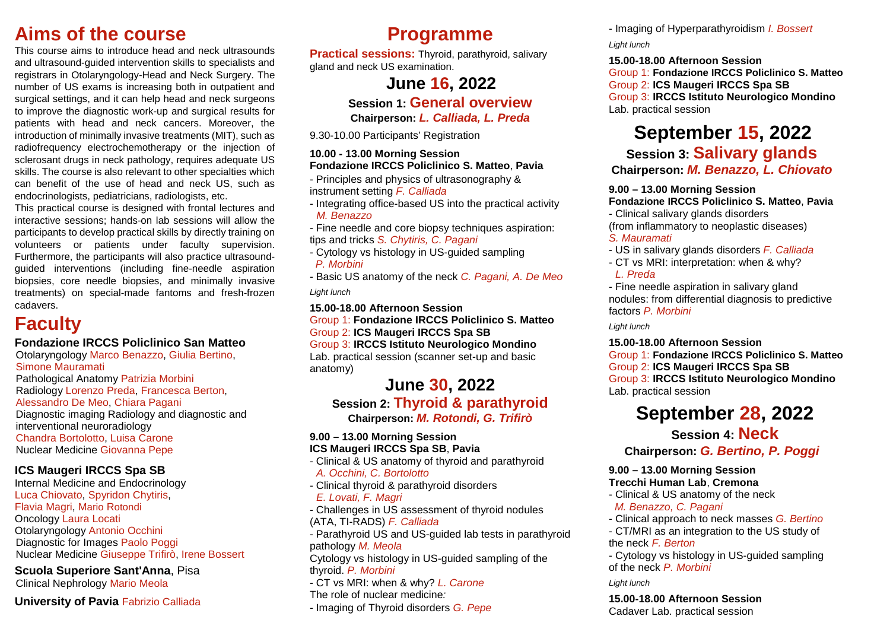# Aims of the course

This course aims to introduce head and neck ultrasounds and ultrasound-guided intervention skills to specialists and registrars in Otolaryngology-Head and Neck Surgery. The number of US exams is increasing both in outpatient and surgical settings, and it can help head and neck surgeons to improve the diagnostic work-up and surgical results for patients with head and neck cancers. Moreover, the introduction of minimally invasive treatments (MIT), such as radiofrequency electrochemotherapy or the injection of sclerosant drugs in neck pathology, requires adequate US skills. The course is also relevant to other specialties which can benefit of the use of head and neck US, such as endocrinologists, pediatricians, radiologists, etc.

This practical course is designed with frontal lectures and interactive sessions; hands-on lab sessions will allow the participants to develop practical skills by directly training on volunteers or patients under faculty supervision. Furthermore, the participants will also practice ultrasound-guided interventions (including fine-needle aspiration biopsies, core needle biopsies, and minimally invasive treatments) on special-made fantoms and fresh-frozen cadavers.

# Faculty

**Fondazione IRCCS Policlinico San Matteo**

Otolaryngology Marco Benazzo, Giulia Bertino, Simone Mauramati
Pathological Anatomy Patrizia Morbini
Radiology Lorenzo Preda, Francesca Berton, Alessandro De Meo, Chiara Pagani
Diagnostic imaging Radiology and diagnostic and interventional neuroradiology
Chandra Bortolotto, Luisa Carone
Nuclear Medicine Giovanna Pepe

**ICS Maugeri IRCCS Spa SB**

Internal Medicine and Endocrinology
Luca Chiovato, Spyridon Chytiris, Flavia Magri, Mario Rotondi
Oncology Laura Locati
Otolaryngology Antonio Occhini
Diagnostic for Images Paolo Poggi
Nuclear Medicine Giuseppe Trifirò, Irene Bossert

**Scuola Superiore Sant'Anna**, Pisa
Clinical Nephrology Mario Meola

**University of Pavia** Fabrizio Calliada

# Programme

**Practical sessions:** Thyroid, parathyroid, salivary gland and neck US examination.

## June 16, 2022

### Session 1: General overview

**Chairperson:** *L. Calliada, L. Preda*

9.30-10.00 Participants' Registration

**10.00 - 13.00 Morning Session**
**Fondazione IRCCS Policlinico S. Matteo**, **Pavia**

- Principles and physics of ultrasonography & instrument setting *F. Calliada*
- Integrating office-based US into the practical activity *M. Benazzo*
- Fine needle and core biopsy techniques aspiration: tips and tricks *S. Chytiris, C. Pagani*
- Cytology vs histology in US-guided sampling *P. Morbini*
- Basic US anatomy of the neck *C. Pagani, A. De Meo*

*Light lunch*

**15.00-18.00 Afternoon Session**
Group 1: **Fondazione IRCCS Policlinico S. Matteo**
Group 2: **ICS Maugeri IRCCS Spa SB**
Group 3: **IRCCS Istituto Neurologico Mondino**
Lab. practical session (scanner set-up and basic anatomy)

## June 30, 2022

### Session 2: Thyroid & parathyroid

**Chairperson:** *M. Rotondi, G. Trifirò*

**9.00 – 13.00 Morning Session**
**ICS Maugeri IRCCS Spa SB**, **Pavia**

- Clinical & US anatomy of thyroid and parathyroid *A. Occhini, C. Bortolotto*
- Clinical thyroid & parathyroid disorders *E. Lovati, F. Magri*
- Challenges in US assessment of thyroid nodules (ATA, TI-RADS) *F. Calliada*
- Parathyroid US and US-guided lab tests in parathyroid pathology *M. Meola*

Cytology vs histology in US-guided sampling of the thyroid. *P. Morbini*

- CT vs MRI: when & why? *L. Carone*

The role of nuclear medicine*:*

- Imaging of Thyroid disorders *G. Pepe*
- Imaging of Hyperparathyroidism *I. Bossert*

*Light lunch*

**15.00-18.00 Afternoon Session**
Group 1: **Fondazione IRCCS Policlinico S. Matteo**
Group 2: **ICS Maugeri IRCCS Spa SB**
Group 3: **IRCCS Istituto Neurologico Mondino**
Lab. practical session

## September 15, 2022

### Session 3: Salivary glands

**Chairperson:** *M. Benazzo, L. Chiovato*

**9.00 – 13.00 Morning Session**
**Fondazione IRCCS Policlinico S. Matteo**, **Pavia**

- Clinical salivary glands disorders (from inflammatory to neoplastic diseases) *S. Mauramati*
- US in salivary glands disorders *F. Calliada*
- CT vs MRI: interpretation: when & why? *L. Preda*
- Fine needle aspiration in salivary gland nodules: from differential diagnosis to predictive factors *P. Morbini*

*Light lunch*

**15.00-18.00 Afternoon Session**
Group 1: **Fondazione IRCCS Policlinico S. Matteo**
Group 2: **ICS Maugeri IRCCS Spa SB**
Group 3: **IRCCS Istituto Neurologico Mondino**
Lab. practical session

## September 28, 2022

### Session 4: Neck

**Chairperson:** *G. Bertino, P. Poggi*

**9.00 – 13.00 Morning Session**
**Trecchi Human Lab**, **Cremona**

- Clinical & US anatomy of the neck *M. Benazzo, C. Pagani*
- Clinical approach to neck masses *G. Bertino*
- CT/MRI as an integration to the US study of the neck *F. Berton*
- Cytology vs histology in US-guided sampling of the neck *P. Morbini*

*Light lunch*

**15.00-18.00 Afternoon Session**
Cadaver Lab. practical session